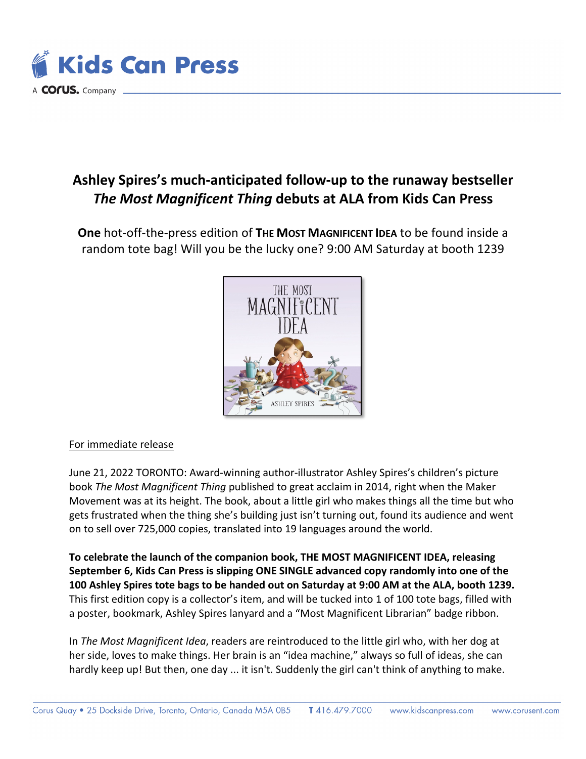# Ashley Spires's much-anticipated follow-up to the runaway bestseller *The Most Magnificent Thing* debuts at ALA from Kids Can Press

**One** hot-off-the-press edition of **THE MOST MAGNIFICENT IDEA** to be found inside a random tote bag! Will you be the lucky one? 9:00 AM Saturday at booth 1239

For immediate release

June 21, 2022 TORONTO: Award-winning author-illustrator Ashley Spires's children's picture book *The Most Magnificent Thing* published to great acclaim in 2014, right when the Maker Movement was at its height. The book, about a little girl who makes things all the time but who gets frustrated when the thing she's building just isn't turning out, found its audience and went on to sell over 725,000 copies, translated into 19 languages around the world.

**To celebrate the launch of the companion book, THE MOST MAGNIFICENT IDEA, releasing September 6, Kids Can Press is slipping ONE SINGLE advanced copy randomly into one of the 100 Ashley Spires tote bags to be handed out on Saturday at 9:00 AM at the ALA, booth 1239.** This first edition copy is a collector's item, and will be tucked into 1 of 100 tote bags, filled with a poster, bookmark, Ashley Spires lanyard and a "Most Magnificent Librarian" badge ribbon.

In *The Most Magnificent Idea*, readers are reintroduced to the little girl who, with her dog at her side, loves to make things. Her brain is an "idea machine," always so full of ideas, she can hardly keep up! But then, one day ... it isn't. Suddenly the girl can't think of anything to make.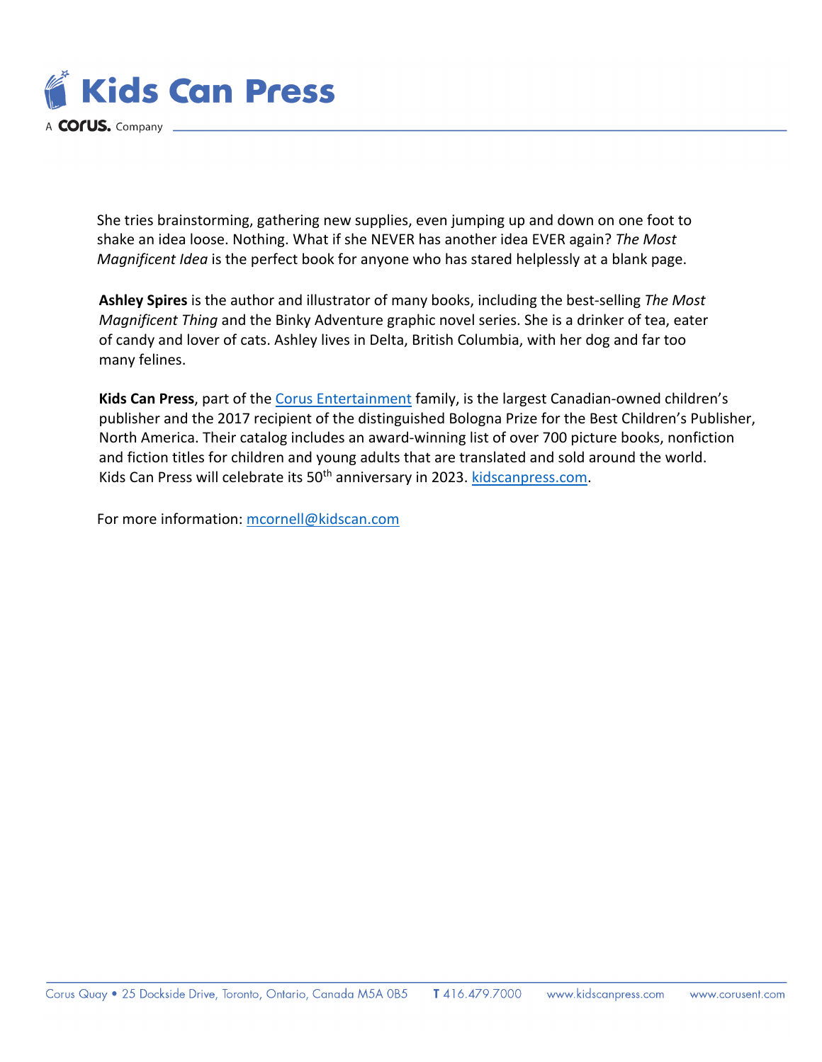She tries brainstorming, gathering new supplies, even jumping up and down on one foot to shake an idea loose. Nothing. What if she NEVER has another idea EVER again? *The Most Magnificent Idea* is the perfect book for anyone who has stared helplessly at a blank page.

**Ashley Spires** is the author and illustrator of many books, including the best-selling *The Most Magnificent Thing* and the Binky Adventure graphic novel series. She is a drinker of tea, eater of candy and lover of cats. Ashley lives in Delta, British Columbia, with her dog and far too many felines.

**Kids Can Press**, part of the Corus Entertainment family, is the largest Canadian-owned children's publisher and the 2017 recipient of the distinguished Bologna Prize for the Best Children's Publisher, North America. Their catalog includes an award-winning list of over 700 picture books, nonfiction and fiction titles for children and young adults that are translated and sold around the world. Kids Can Press will celebrate its 50th anniversary in 2023. kidscanpress.com.

For more information: mcornell@kidscan.com